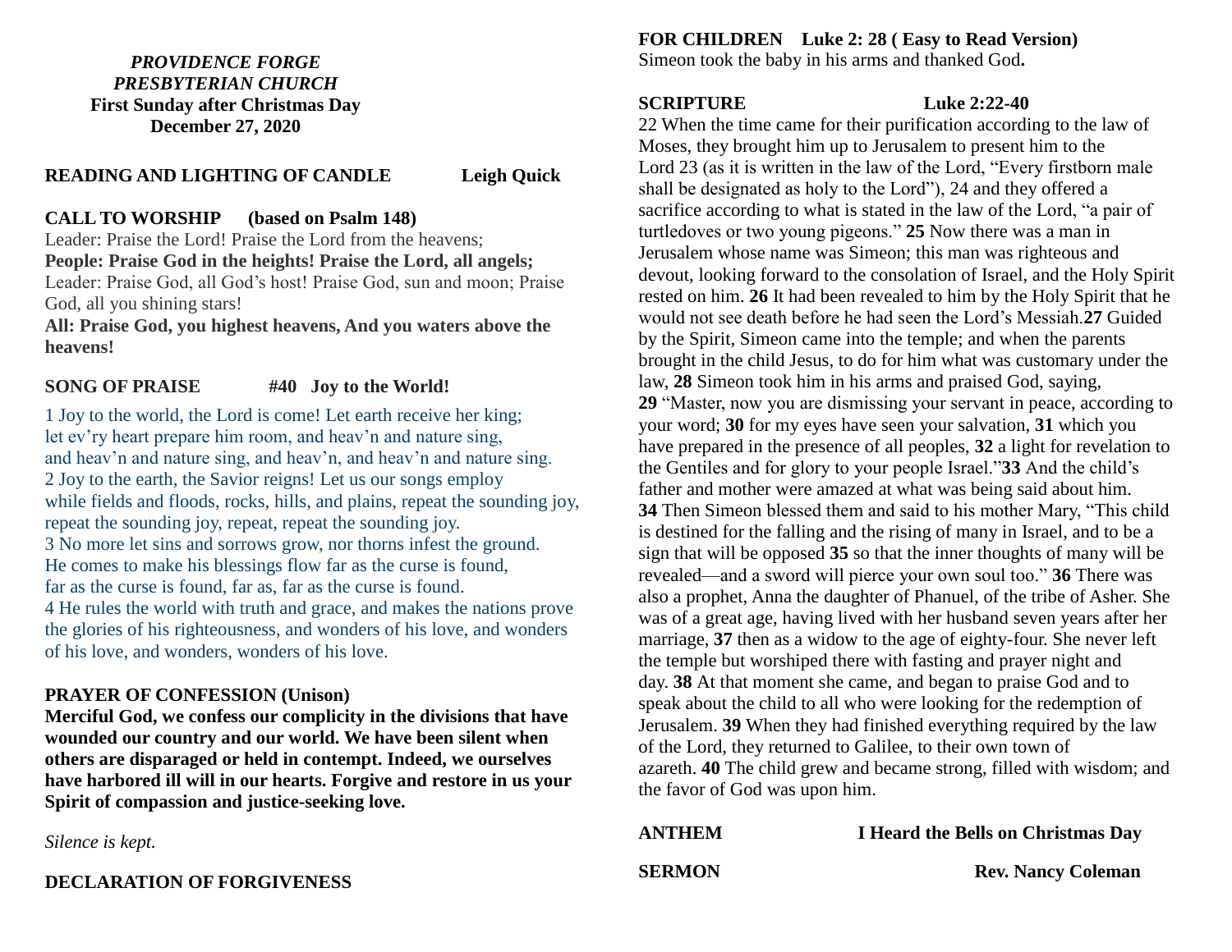*PROVIDENCE FORGE PRESBYTERIAN CHURCH*

**First Sunday after Christmas Day**

**December 27, 2020**

**READING AND LIGHTING OF CANDLE** **Leigh Quick**

**CALL TO WORSHIP (based on Psalm 148)**

Leader: Praise the Lord! Praise the Lord from the heavens;

**People: Praise God in the heights! Praise the Lord, all angels;**

Leader: Praise God, all God's host! Praise God, sun and moon; Praise God, all you shining stars!

**All: Praise God, you highest heavens, And you waters above the heavens!**

**SONG OF PRAISE #40 Joy to the World!**

1 Joy to the world, the Lord is come! Let earth receive her king; let ev'ry heart prepare him room, and heav'n and nature sing, and heav'n and nature sing, and heav'n, and heav'n and nature sing.
2 Joy to the earth, the Savior reigns! Let us our songs employ while fields and floods, rocks, hills, and plains, repeat the sounding joy, repeat the sounding joy, repeat, repeat the sounding joy.
3 No more let sins and sorrows grow, nor thorns infest the ground. He comes to make his blessings flow far as the curse is found, far as the curse is found, far as, far as the curse is found.
4 He rules the world with truth and grace, and makes the nations prove the glories of his righteousness, and wonders of his love, and wonders of his love, and wonders, wonders of his love.

**PRAYER OF CONFESSION (Unison)**

**Merciful God, we confess our complicity in the divisions that have wounded our country and our world. We have been silent when others are disparaged or held in contempt. Indeed, we ourselves have harbored ill will in our hearts. Forgive and restore in us your Spirit of compassion and justice-seeking love.**

*Silence is kept.*

**DECLARATION OF FORGIVENESS**

**FOR CHILDREN Luke 2: 28 ( Easy to Read Version)**

Simeon took the baby in his arms and thanked God**.**

**SCRIPTURE Luke 2:22-40**

22 When the time came for their purification according to the law of Moses, they brought him up to Jerusalem to present him to the Lord 23 (as it is written in the law of the Lord, "Every firstborn male shall be designated as holy to the Lord"), 24 and they offered a sacrifice according to what is stated in the law of the Lord, "a pair of turtledoves or two young pigeons." **25** Now there was a man in Jerusalem whose name was Simeon; this man was righteous and devout, looking forward to the consolation of Israel, and the Holy Spirit rested on him. **26** It had been revealed to him by the Holy Spirit that he would not see death before he had seen the Lord's Messiah.**27** Guided by the Spirit, Simeon came into the temple; and when the parents brought in the child Jesus, to do for him what was customary under the law, **28** Simeon took him in his arms and praised God, saying, **29** "Master, now you are dismissing your servant in peace, according to your word; **30** for my eyes have seen your salvation, **31** which you have prepared in the presence of all peoples, **32** a light for revelation to the Gentiles and for glory to your people Israel."**33** And the child's father and mother were amazed at what was being said about him. **34** Then Simeon blessed them and said to his mother Mary, "This child is destined for the falling and the rising of many in Israel, and to be a sign that will be opposed **35** so that the inner thoughts of many will be revealed—and a sword will pierce your own soul too." **36** There was also a prophet, Anna the daughter of Phanuel, of the tribe of Asher. She was of a great age, having lived with her husband seven years after her marriage, **37** then as a widow to the age of eighty-four. She never left the temple but worshiped there with fasting and prayer night and day. **38** At that moment she came, and began to praise God and to speak about the child to all who were looking for the redemption of Jerusalem. **39** When they had finished everything required by the law of the Lord, they returned to Galilee, to their own town of azareth. **40** The child grew and became strong, filled with wisdom; and the favor of God was upon him.

**ANTHEM I Heard the Bells on Christmas Day**

**SERMON Rev. Nancy Coleman**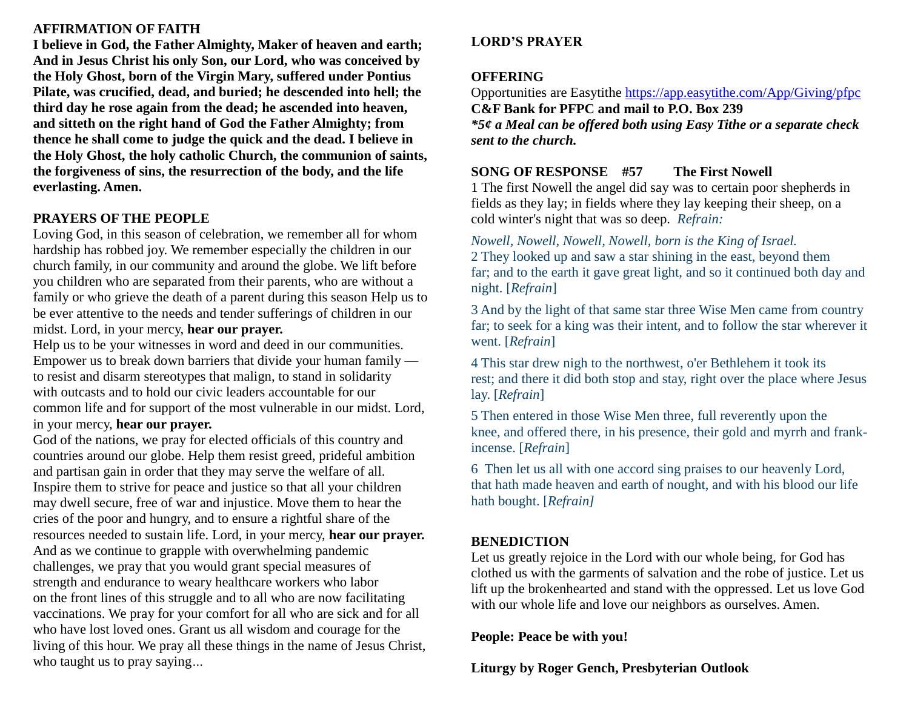## AFFIRMATION OF FAITH

**I believe in God, the Father Almighty, Maker of heaven and earth; And in Jesus Christ his only Son, our Lord, who was conceived by the Holy Ghost, born of the Virgin Mary, suffered under Pontius Pilate, was crucified, dead, and buried; he descended into hell; the third day he rose again from the dead; he ascended into heaven, and sitteth on the right hand of God the Father Almighty; from thence he shall come to judge the quick and the dead. I believe in the Holy Ghost, the holy catholic Church, the communion of saints, the forgiveness of sins, the resurrection of the body, and the life everlasting. Amen.**

## PRAYERS OF THE PEOPLE

Loving God, in this season of celebration, we remember all for whom hardship has robbed joy. We remember especially the children in our church family, in our community and around the globe. We lift before you children who are separated from their parents, who are without a family or who grieve the death of a parent during this season Help us to be ever attentive to the needs and tender sufferings of children in our midst. Lord, in your mercy, **hear our prayer.**

Help us to be your witnesses in word and deed in our communities. Empower us to break down barriers that divide your human family — to resist and disarm stereotypes that malign, to stand in solidarity with outcasts and to hold our civic leaders accountable for our common life and for support of the most vulnerable in our midst. Lord, in your mercy, **hear our prayer.**

God of the nations, we pray for elected officials of this country and countries around our globe. Help them resist greed, prideful ambition and partisan gain in order that they may serve the welfare of all. Inspire them to strive for peace and justice so that all your children may dwell secure, free of war and injustice. Move them to hear the cries of the poor and hungry, and to ensure a rightful share of the resources needed to sustain life. Lord, in your mercy, **hear our prayer.**

And as we continue to grapple with overwhelming pandemic challenges, we pray that you would grant special measures of strength and endurance to weary healthcare workers who labor on the front lines of this struggle and to all who are now facilitating vaccinations. We pray for your comfort for all who are sick and for all who have lost loved ones. Grant us all wisdom and courage for the living of this hour. We pray all these things in the name of Jesus Christ, who taught us to pray saying...

## LORD'S PRAYER

## OFFERING

Opportunities are Easytithe https://app.easytithe.com/App/Giving/pfpc
**C&F Bank for PFPC and mail to P.O. Box 239**
***5¢ a Meal can be offered both using Easy Tithe or a separate check sent to the church.***

## SONG OF RESPONSE #57 The First Nowell

1 The first Nowell the angel did say was to certain poor shepherds in fields as they lay; in fields where they lay keeping their sheep, on a cold winter's night that was so deep. *Refrain:*

*Nowell, Nowell, Nowell, Nowell, born is the King of Israel.*

2 They looked up and saw a star shining in the east, beyond them far; and to the earth it gave great light, and so it continued both day and night. [*Refrain*]

3 And by the light of that same star three Wise Men came from country far; to seek for a king was their intent, and to follow the star wherever it went. [*Refrain*]

4 This star drew nigh to the northwest, o'er Bethlehem it took its rest; and there it did both stop and stay, right over the place where Jesus lay. [*Refrain*]

5 Then entered in those Wise Men three, full reverently upon the knee, and offered there, in his presence, their gold and myrrh and frank-incense. [*Refrain*]

6 Then let us all with one accord sing praises to our heavenly Lord, that hath made heaven and earth of nought, and with his blood our life hath bought. [*Refrain]*

## BENEDICTION

Let us greatly rejoice in the Lord with our whole being, for God has clothed us with the garments of salvation and the robe of justice. Let us lift up the brokenhearted and stand with the oppressed. Let us love God with our whole life and love our neighbors as ourselves. Amen.

**People: Peace be with you!**

**Liturgy by Roger Gench, Presbyterian Outlook**